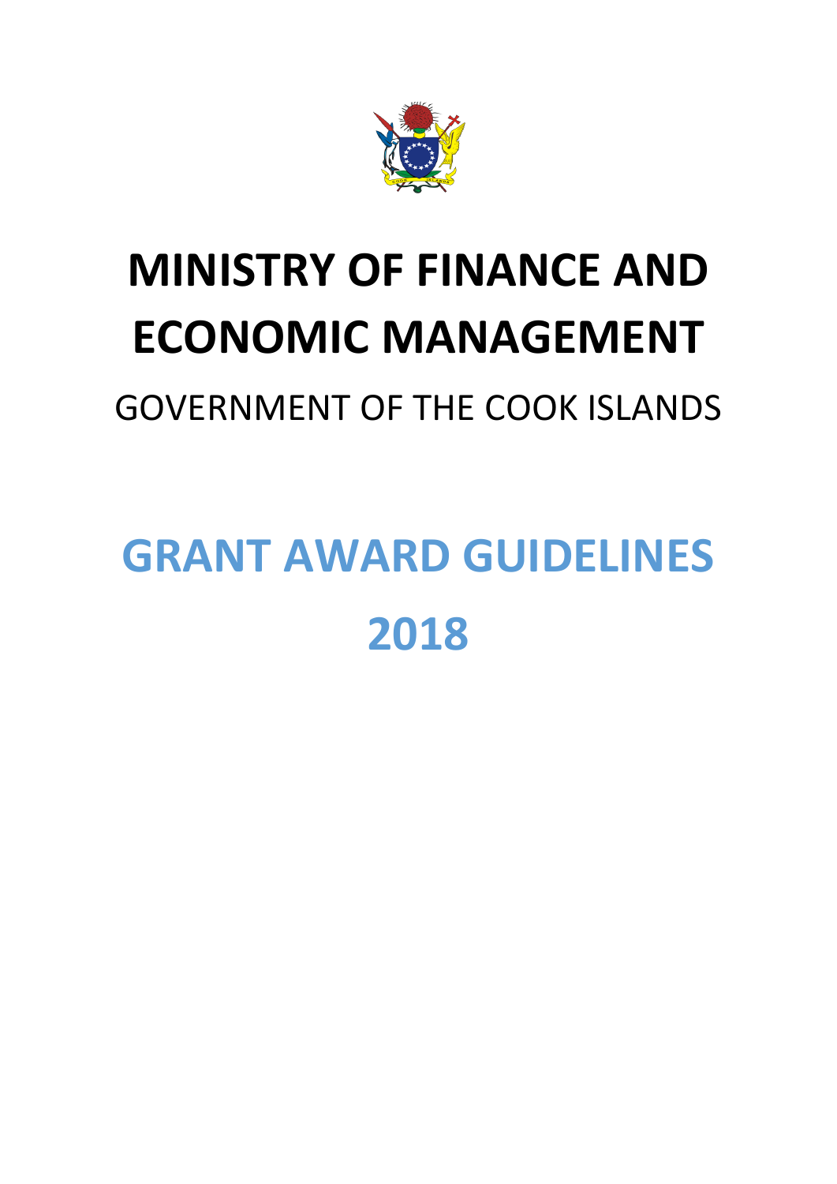# MINISTRY OF FINANCE AND ECONOMIC MANAGEMENT

GOVERNMENT OF THE COOK ISLANDS

# GRANT AWARD GUIDELINES 2018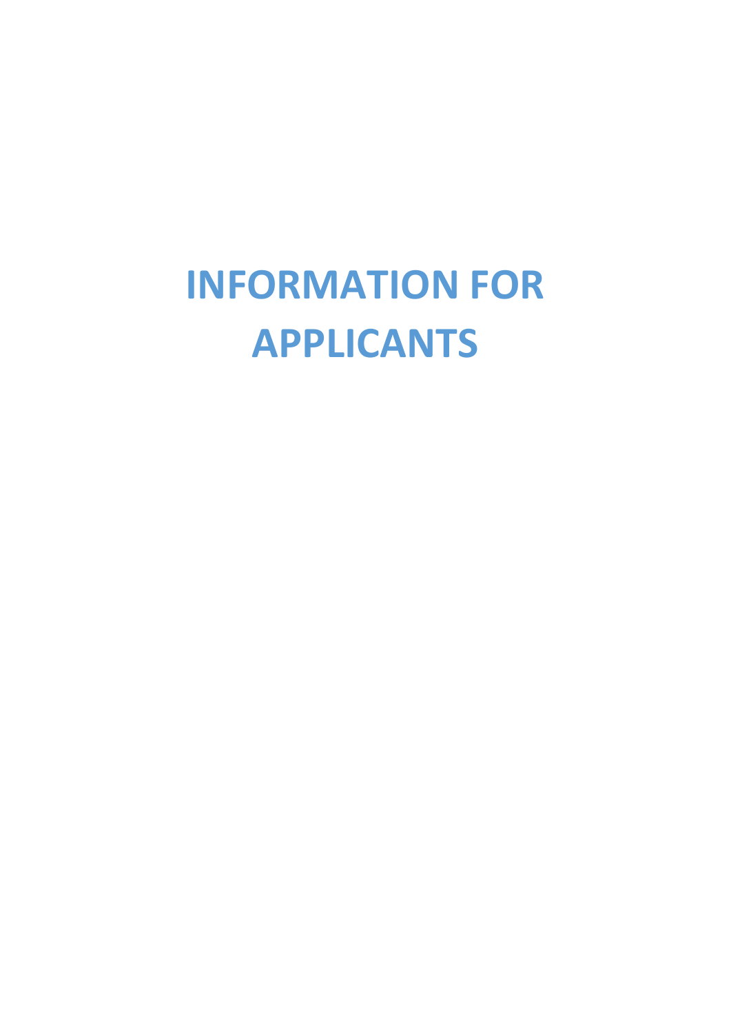# INFORMATION FOR APPLICANTS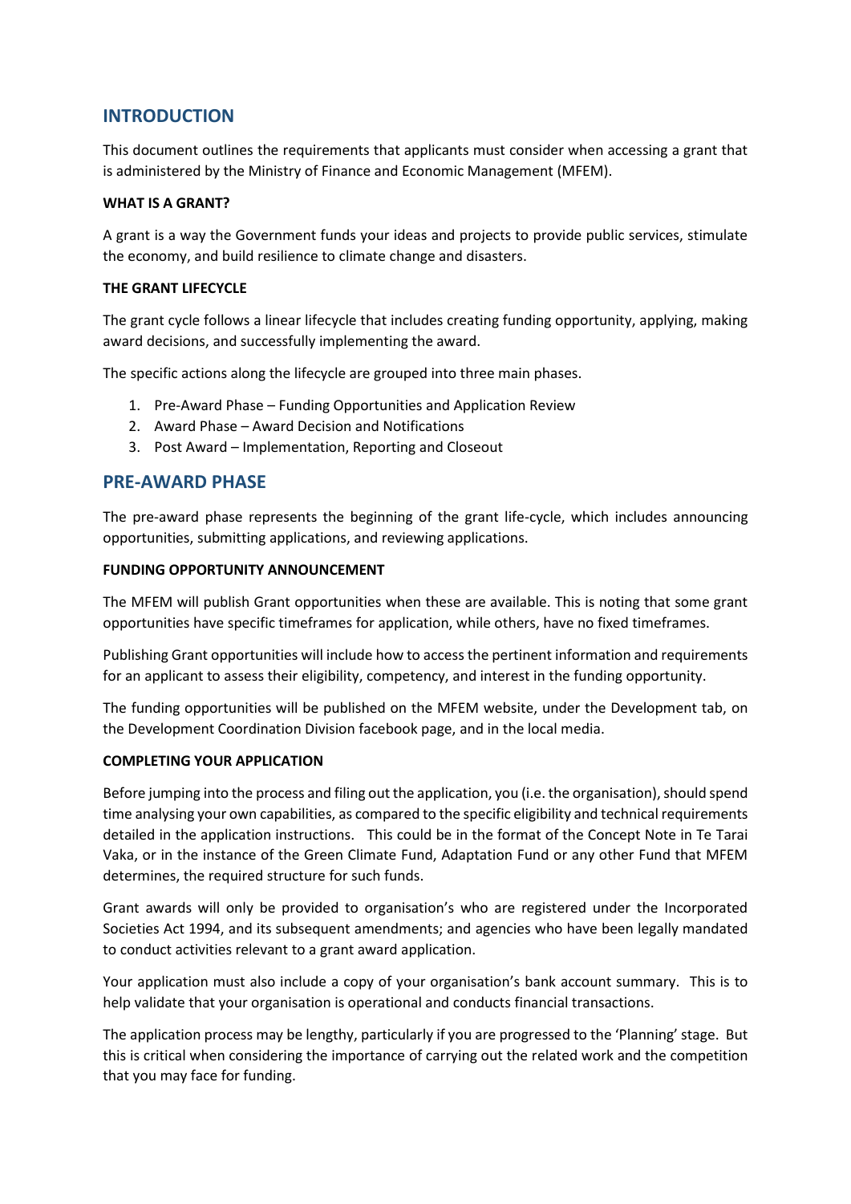## INTRODUCTION

This document outlines the requirements that applicants must consider when accessing a grant that is administered by the Ministry of Finance and Economic Management (MFEM).

**WHAT IS A GRANT?**

A grant is a way the Government funds your ideas and projects to provide public services, stimulate the economy, and build resilience to climate change and disasters.

**THE GRANT LIFECYCLE**

The grant cycle follows a linear lifecycle that includes creating funding opportunity, applying, making award decisions, and successfully implementing the award.

The specific actions along the lifecycle are grouped into three main phases.

1. Pre-Award Phase – Funding Opportunities and Application Review
2. Award Phase – Award Decision and Notifications
3. Post Award – Implementation, Reporting and Closeout

## PRE-AWARD PHASE

The pre-award phase represents the beginning of the grant life-cycle, which includes announcing opportunities, submitting applications, and reviewing applications.

**FUNDING OPPORTUNITY ANNOUNCEMENT**

The MFEM will publish Grant opportunities when these are available. This is noting that some grant opportunities have specific timeframes for application, while others, have no fixed timeframes.

Publishing Grant opportunities will include how to access the pertinent information and requirements for an applicant to assess their eligibility, competency, and interest in the funding opportunity.

The funding opportunities will be published on the MFEM website, under the Development tab, on the Development Coordination Division facebook page, and in the local media.

**COMPLETING YOUR APPLICATION**

Before jumping into the process and filing out the application, you (i.e. the organisation), should spend time analysing your own capabilities, as compared to the specific eligibility and technical requirements detailed in the application instructions. This could be in the format of the Concept Note in Te Tarai Vaka, or in the instance of the Green Climate Fund, Adaptation Fund or any other Fund that MFEM determines, the required structure for such funds.

Grant awards will only be provided to organisation's who are registered under the Incorporated Societies Act 1994, and its subsequent amendments; and agencies who have been legally mandated to conduct activities relevant to a grant award application.

Your application must also include a copy of your organisation's bank account summary. This is to help validate that your organisation is operational and conducts financial transactions.

The application process may be lengthy, particularly if you are progressed to the 'Planning' stage. But this is critical when considering the importance of carrying out the related work and the competition that you may face for funding.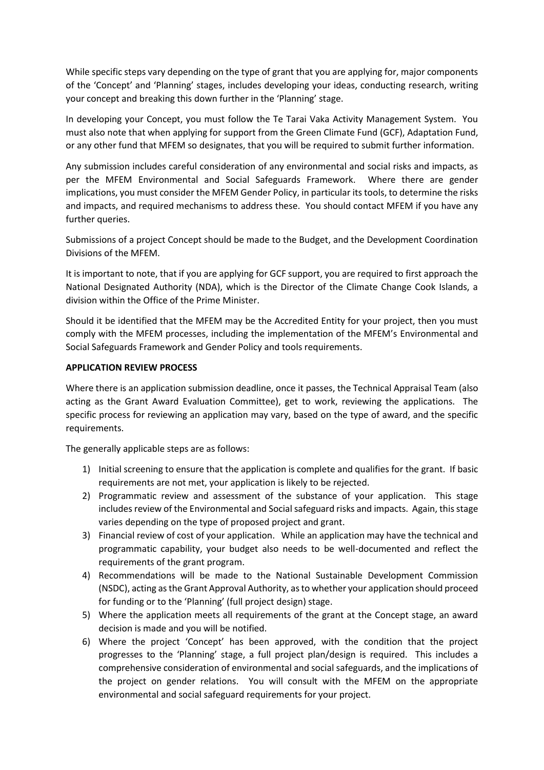While specific steps vary depending on the type of grant that you are applying for, major components of the 'Concept' and 'Planning' stages, includes developing your ideas, conducting research, writing your concept and breaking this down further in the 'Planning' stage.

In developing your Concept, you must follow the Te Tarai Vaka Activity Management System. You must also note that when applying for support from the Green Climate Fund (GCF), Adaptation Fund, or any other fund that MFEM so designates, that you will be required to submit further information.

Any submission includes careful consideration of any environmental and social risks and impacts, as per the MFEM Environmental and Social Safeguards Framework. Where there are gender implications, you must consider the MFEM Gender Policy, in particular its tools, to determine the risks and impacts, and required mechanisms to address these. You should contact MFEM if you have any further queries.

Submissions of a project Concept should be made to the Budget, and the Development Coordination Divisions of the MFEM.

It is important to note, that if you are applying for GCF support, you are required to first approach the National Designated Authority (NDA), which is the Director of the Climate Change Cook Islands, a division within the Office of the Prime Minister.

Should it be identified that the MFEM may be the Accredited Entity for your project, then you must comply with the MFEM processes, including the implementation of the MFEM's Environmental and Social Safeguards Framework and Gender Policy and tools requirements.

**APPLICATION REVIEW PROCESS**

Where there is an application submission deadline, once it passes, the Technical Appraisal Team (also acting as the Grant Award Evaluation Committee), get to work, reviewing the applications. The specific process for reviewing an application may vary, based on the type of award, and the specific requirements.

The generally applicable steps are as follows:

1) Initial screening to ensure that the application is complete and qualifies for the grant. If basic requirements are not met, your application is likely to be rejected.
2) Programmatic review and assessment of the substance of your application. This stage includes review of the Environmental and Social safeguard risks and impacts. Again, this stage varies depending on the type of proposed project and grant.
3) Financial review of cost of your application. While an application may have the technical and programmatic capability, your budget also needs to be well-documented and reflect the requirements of the grant program.
4) Recommendations will be made to the National Sustainable Development Commission (NSDC), acting as the Grant Approval Authority, as to whether your application should proceed for funding or to the 'Planning' (full project design) stage.
5) Where the application meets all requirements of the grant at the Concept stage, an award decision is made and you will be notified.
6) Where the project 'Concept' has been approved, with the condition that the project progresses to the 'Planning' stage, a full project plan/design is required. This includes a comprehensive consideration of environmental and social safeguards, and the implications of the project on gender relations. You will consult with the MFEM on the appropriate environmental and social safeguard requirements for your project.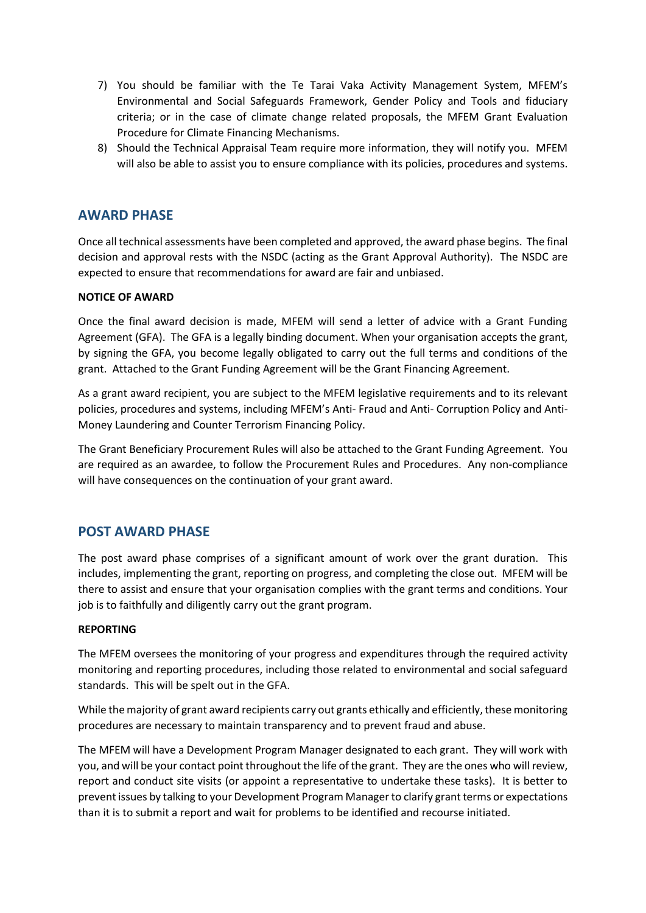7) You should be familiar with the Te Tarai Vaka Activity Management System, MFEM's Environmental and Social Safeguards Framework, Gender Policy and Tools and fiduciary criteria; or in the case of climate change related proposals, the MFEM Grant Evaluation Procedure for Climate Financing Mechanisms.
8) Should the Technical Appraisal Team require more information, they will notify you. MFEM will also be able to assist you to ensure compliance with its policies, procedures and systems.

## AWARD PHASE

Once all technical assessments have been completed and approved, the award phase begins. The final decision and approval rests with the NSDC (acting as the Grant Approval Authority). The NSDC are expected to ensure that recommendations for award are fair and unbiased.

### NOTICE OF AWARD

Once the final award decision is made, MFEM will send a letter of advice with a Grant Funding Agreement (GFA). The GFA is a legally binding document. When your organisation accepts the grant, by signing the GFA, you become legally obligated to carry out the full terms and conditions of the grant. Attached to the Grant Funding Agreement will be the Grant Financing Agreement.

As a grant award recipient, you are subject to the MFEM legislative requirements and to its relevant policies, procedures and systems, including MFEM's Anti- Fraud and Anti- Corruption Policy and Anti-Money Laundering and Counter Terrorism Financing Policy.

The Grant Beneficiary Procurement Rules will also be attached to the Grant Funding Agreement. You are required as an awardee, to follow the Procurement Rules and Procedures. Any non-compliance will have consequences on the continuation of your grant award.

## POST AWARD PHASE

The post award phase comprises of a significant amount of work over the grant duration. This includes, implementing the grant, reporting on progress, and completing the close out. MFEM will be there to assist and ensure that your organisation complies with the grant terms and conditions. Your job is to faithfully and diligently carry out the grant program.

### REPORTING

The MFEM oversees the monitoring of your progress and expenditures through the required activity monitoring and reporting procedures, including those related to environmental and social safeguard standards. This will be spelt out in the GFA.

While the majority of grant award recipients carry out grants ethically and efficiently, these monitoring procedures are necessary to maintain transparency and to prevent fraud and abuse.

The MFEM will have a Development Program Manager designated to each grant. They will work with you, and will be your contact point throughout the life of the grant. They are the ones who will review, report and conduct site visits (or appoint a representative to undertake these tasks). It is better to prevent issues by talking to your Development Program Manager to clarify grant terms or expectations than it is to submit a report and wait for problems to be identified and recourse initiated.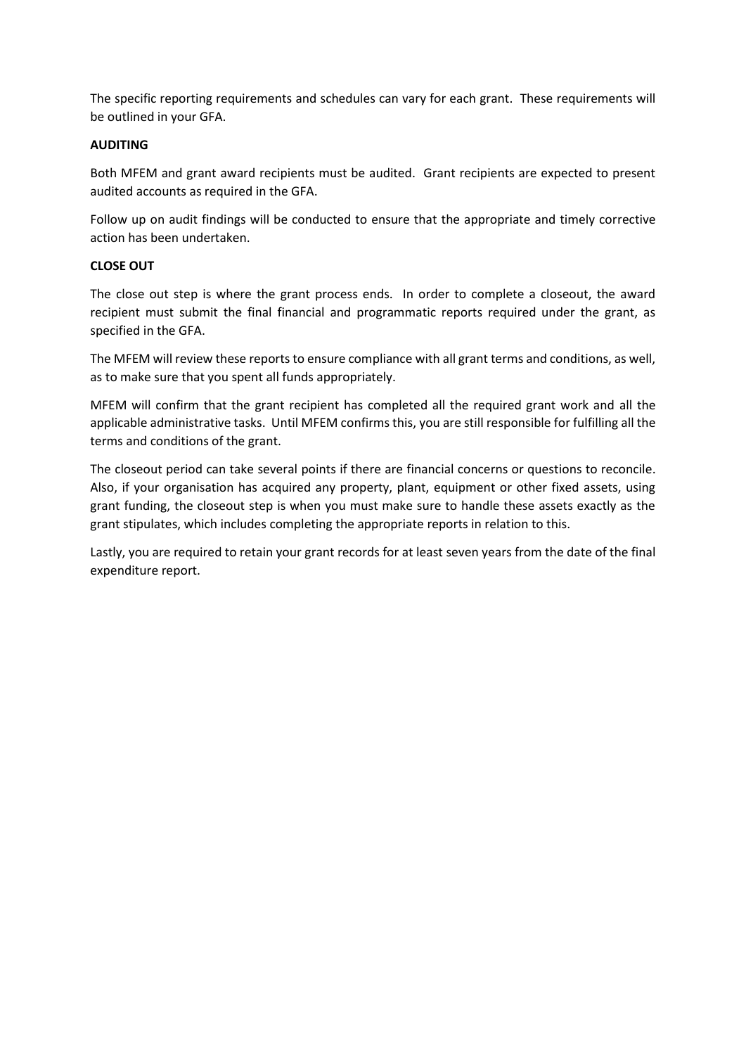The specific reporting requirements and schedules can vary for each grant. These requirements will be outlined in your GFA.

**AUDITING**

Both MFEM and grant award recipients must be audited. Grant recipients are expected to present audited accounts as required in the GFA.

Follow up on audit findings will be conducted to ensure that the appropriate and timely corrective action has been undertaken.

**CLOSE OUT**

The close out step is where the grant process ends. In order to complete a closeout, the award recipient must submit the final financial and programmatic reports required under the grant, as specified in the GFA.

The MFEM will review these reports to ensure compliance with all grant terms and conditions, as well, as to make sure that you spent all funds appropriately.

MFEM will confirm that the grant recipient has completed all the required grant work and all the applicable administrative tasks. Until MFEM confirms this, you are still responsible for fulfilling all the terms and conditions of the grant.

The closeout period can take several points if there are financial concerns or questions to reconcile. Also, if your organisation has acquired any property, plant, equipment or other fixed assets, using grant funding, the closeout step is when you must make sure to handle these assets exactly as the grant stipulates, which includes completing the appropriate reports in relation to this.

Lastly, you are required to retain your grant records for at least seven years from the date of the final expenditure report.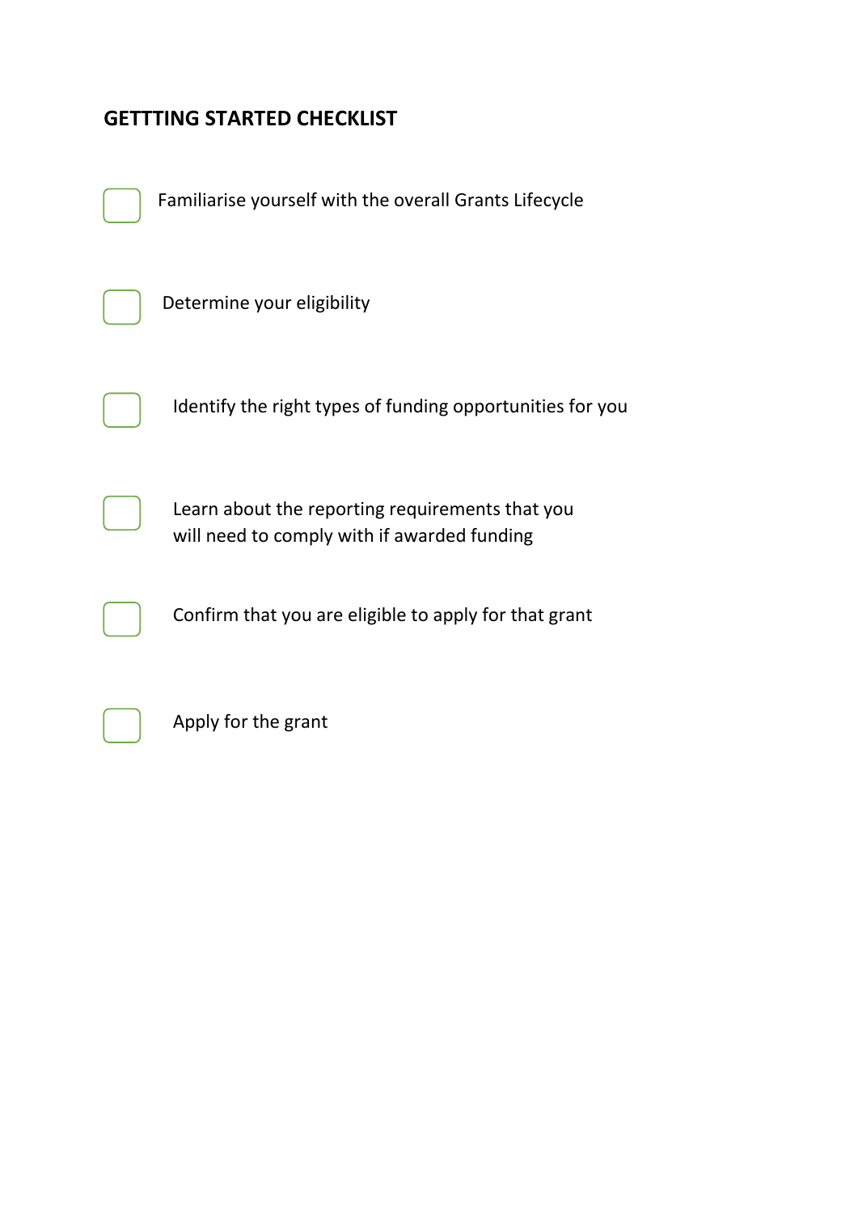## GETTTING STARTED CHECKLIST

- [ ] Familiarise yourself with the overall Grants Lifecycle
- [ ] Determine your eligibility
- [ ] Identify the right types of funding opportunities for you
- [ ] Learn about the reporting requirements that you will need to comply with if awarded funding
- [ ] Confirm that you are eligible to apply for that grant
- [ ] Apply for the grant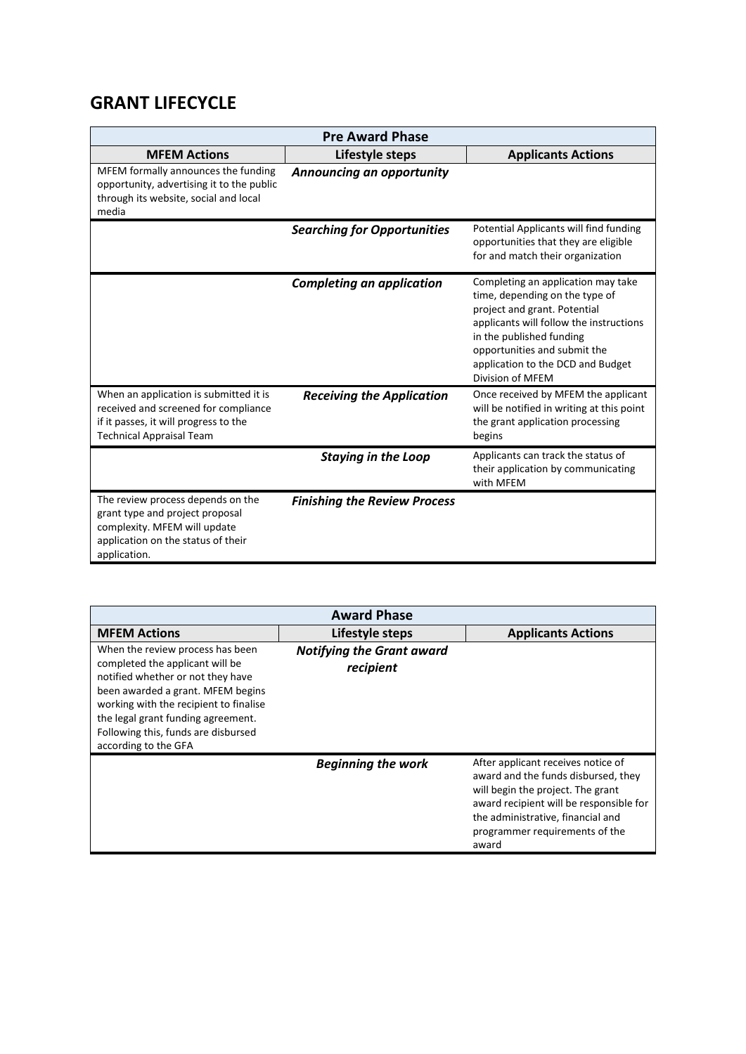## GRANT LIFECYCLE

| Pre Award Phase | | |
|---|---|---|
| **MFEM Actions** | **Lifestyle steps** | **Applicants Actions** |
| MFEM formally announces the funding opportunity, advertising it to the public through its website, social and local media | ***Announcing an opportunity*** | |
| | ***Searching for Opportunities*** | Potential Applicants will find funding opportunities that they are eligible for and match their organization |
| | ***Completing an application*** | Completing an application may take time, depending on the type of project and grant. Potential applicants will follow the instructions in the published funding opportunities and submit the application to the DCD and Budget Division of MFEM |
| When an application is submitted it is received and screened for compliance if it passes, it will progress to the Technical Appraisal Team | ***Receiving the Application*** | Once received by MFEM the applicant will be notified in writing at this point the grant application processing begins |
| | ***Staying in the Loop*** | Applicants can track the status of their application by communicating with MFEM |
| The review process depends on the grant type and project proposal complexity. MFEM will update application on the status of their application. | ***Finishing the Review Process*** | |

| Award Phase | | |
|---|---|---|
| **MFEM Actions** | **Lifestyle steps** | **Applicants Actions** |
| When the review process has been completed the applicant will be notified whether or not they have been awarded a grant. MFEM begins working with the recipient to finalise the legal grant funding agreement. Following this, funds are disbursed according to the GFA | ***Notifying the Grant award recipient*** | |
| | ***Beginning the work*** | After applicant receives notice of award and the funds disbursed, they will begin the project. The grant award recipient will be responsible for the administrative, financial and programmer requirements of the award |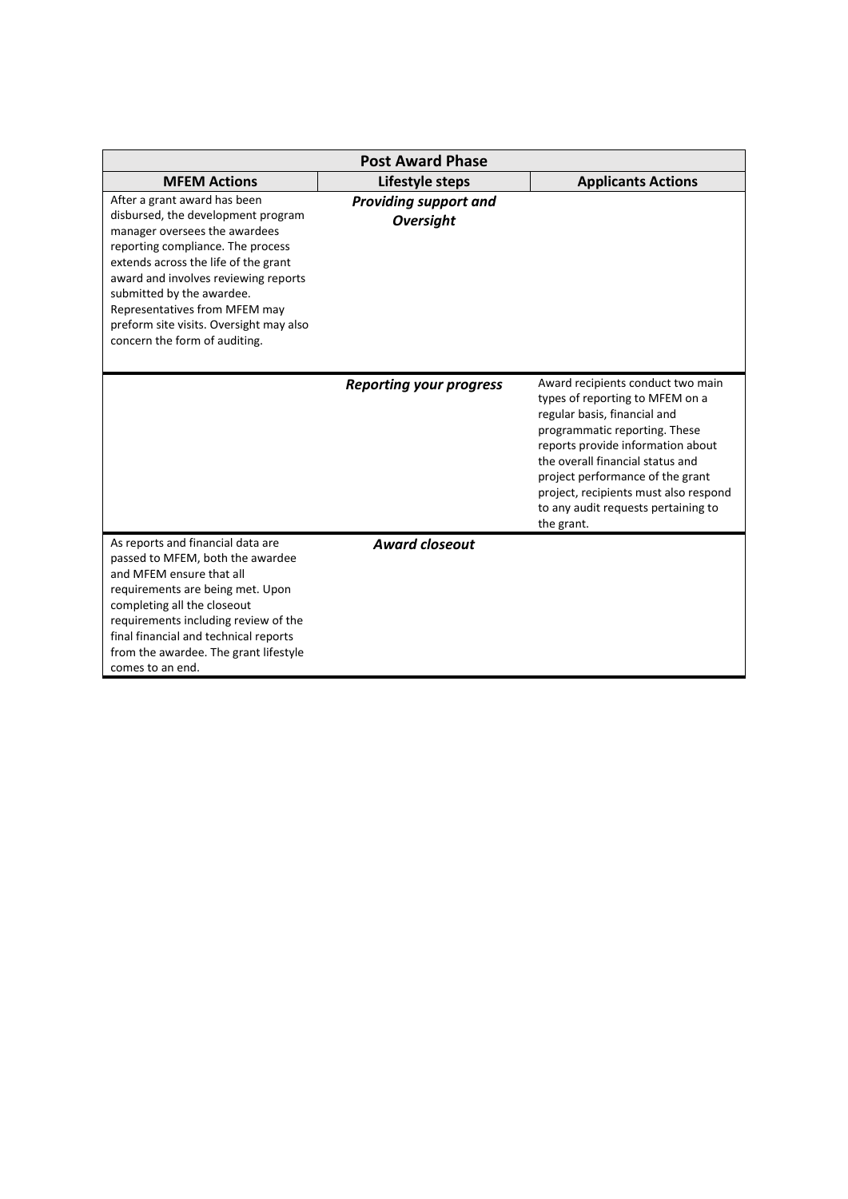| Post Award Phase | | |
|---|---|---|
| **MFEM Actions** | **Lifestyle steps** | **Applicants Actions** |
| After a grant award has been disbursed, the development program manager oversees the awardees reporting compliance. The process extends across the life of the grant award and involves reviewing reports submitted by the awardee. Representatives from MFEM may preform site visits. Oversight may also concern the form of auditing. | ***Providing support and Oversight*** | |
| | ***Reporting your progress*** | Award recipients conduct two main types of reporting to MFEM on a regular basis, financial and programmatic reporting. These reports provide information about the overall financial status and project performance of the grant project, recipients must also respond to any audit requests pertaining to the grant. |
| As reports and financial data are passed to MFEM, both the awardee and MFEM ensure that all requirements are being met. Upon completing all the closeout requirements including review of the final financial and technical reports from the awardee. The grant lifestyle comes to an end. | ***Award closeout*** | |